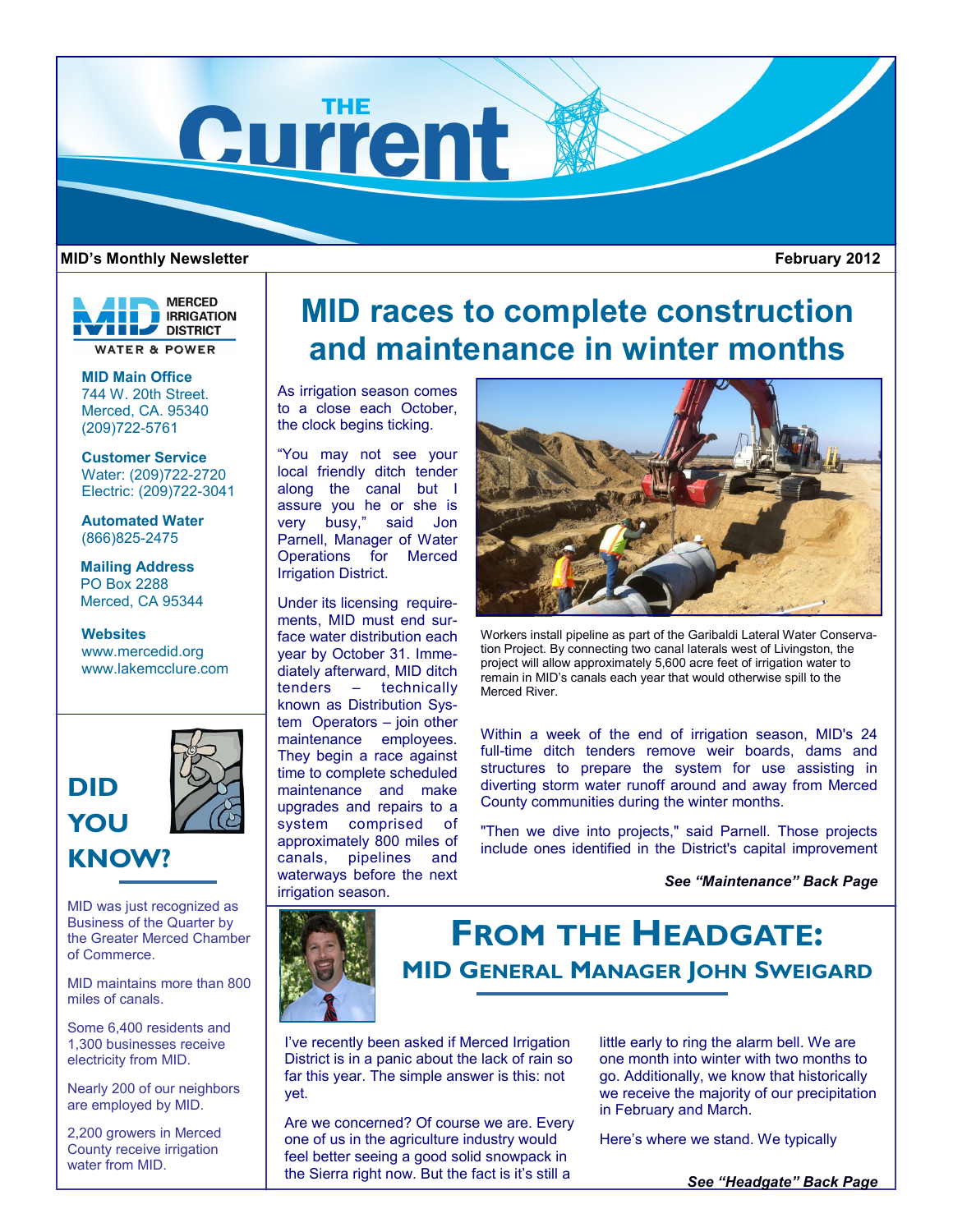# THE Current

**MID's Monthly Newsletter** **February 2012**

MERCED IRRIGATION DISTRICT
WATER & POWER

**MID Main Office**
744 W. 20th Street.
Merced, CA. 95340
(209)722-5761

**Customer Service**
Water: (209)722-2720
Electric: (209)722-3041

**Automated Water**
(866)825-2475

**Mailing Address**
PO Box 2288
Merced, CA 95344

**Websites**
www.mercedid.org
www.lakemcclure.com

## DID YOU KNOW?

MID was just recognized as Business of the Quarter by the Greater Merced Chamber of Commerce.

MID maintains more than 800 miles of canals.

Some 6,400 residents and 1,300 businesses receive electricity from MID.

Nearly 200 of our neighbors are employed by MID.

2,200 growers in Merced County receive irrigation water from MID.

# MID races to complete construction and maintenance in winter months

As irrigation season comes to a close each October, the clock begins ticking.

"You may not see your local friendly ditch tender along the canal but I assure you he or she is very busy," said Jon Parnell, Manager of Water Operations for Merced Irrigation District.

Under its licensing requirements, MID must end surface water distribution each year by October 31. Immediately afterward, MID ditch tenders – technically known as Distribution System Operators – join other maintenance employees. They begin a race against time to complete scheduled maintenance and make upgrades and repairs to a system comprised of approximately 800 miles of canals, pipelines and waterways before the next irrigation season.

Workers install pipeline as part of the Garibaldi Lateral Water Conservation Project. By connecting two canal laterals west of Livingston, the project will allow approximately 5,600 acre feet of irrigation water to remain in MID's canals each year that would otherwise spill to the Merced River.

Within a week of the end of irrigation season, MID's 24 full-time ditch tenders remove weir boards, dams and structures to prepare the system for use assisting in diverting storm water runoff around and away from Merced County communities during the winter months.

"Then we dive into projects," said Parnell. Those projects include ones identified in the District's capital improvement

***See "Maintenance" Back Page***

# FROM THE HEADGATE:

## MID GENERAL MANAGER JOHN SWEIGARD

I've recently been asked if Merced Irrigation District is in a panic about the lack of rain so far this year. The simple answer is this: not yet.

Are we concerned? Of course we are. Every one of us in the agriculture industry would feel better seeing a good solid snowpack in the Sierra right now. But the fact is it's still a little early to ring the alarm bell. We are one month into winter with two months to go. Additionally, we know that historically we receive the majority of our precipitation in February and March.

Here's where we stand. We typically

***See "Headgate" Back Page***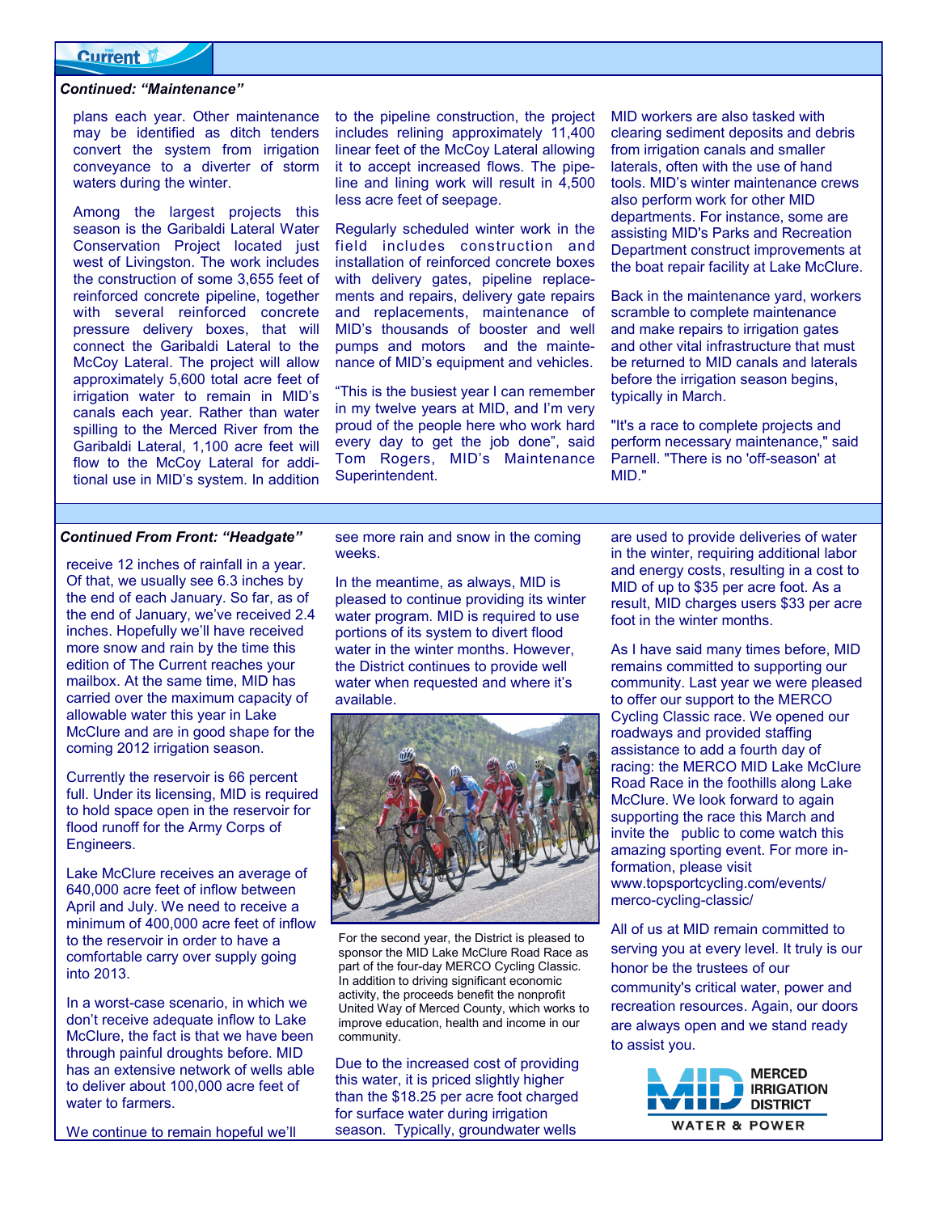### *Continued: "Maintenance"*

plans each year. Other maintenance may be identified as ditch tenders convert the system from irrigation conveyance to a diverter of storm waters during the winter.

Among the largest projects this season is the Garibaldi Lateral Water Conservation Project located just west of Livingston. The work includes the construction of some 3,655 feet of reinforced concrete pipeline, together with several reinforced concrete pressure delivery boxes, that will connect the Garibaldi Lateral to the McCoy Lateral. The project will allow approximately 5,600 total acre feet of irrigation water to remain in MID's canals each year. Rather than water spilling to the Merced River from the Garibaldi Lateral, 1,100 acre feet will flow to the McCoy Lateral for additional use in MID's system. In addition to the pipeline construction, the project includes relining approximately 11,400 linear feet of the McCoy Lateral allowing it to accept increased flows. The pipeline and lining work will result in 4,500 less acre feet of seepage.

Regularly scheduled winter work in the field includes construction and installation of reinforced concrete boxes with delivery gates, pipeline replacements and repairs, delivery gate repairs and replacements, maintenance of MID's thousands of booster and well pumps and motors and the maintenance of MID's equipment and vehicles.

"This is the busiest year I can remember in my twelve years at MID, and I'm very proud of the people here who work hard every day to get the job done", said Tom Rogers, MID's Maintenance Superintendent.

MID workers are also tasked with clearing sediment deposits and debris from irrigation canals and smaller laterals, often with the use of hand tools. MID's winter maintenance crews also perform work for other MID departments. For instance, some are assisting MID's Parks and Recreation Department construct improvements at the boat repair facility at Lake McClure.

Back in the maintenance yard, workers scramble to complete maintenance and make repairs to irrigation gates and other vital infrastructure that must be returned to MID canals and laterals before the irrigation season begins, typically in March.

"It's a race to complete projects and perform necessary maintenance," said Parnell. "There is no 'off-season' at MID."

### *Continued From Front: "Headgate"*

receive 12 inches of rainfall in a year. Of that, we usually see 6.3 inches by the end of each January. So far, as of the end of January, we've received 2.4 inches. Hopefully we'll have received more snow and rain by the time this edition of The Current reaches your mailbox. At the same time, MID has carried over the maximum capacity of allowable water this year in Lake McClure and are in good shape for the coming 2012 irrigation season.

Currently the reservoir is 66 percent full. Under its licensing, MID is required to hold space open in the reservoir for flood runoff for the Army Corps of Engineers.

Lake McClure receives an average of 640,000 acre feet of inflow between April and July. We need to receive a minimum of 400,000 acre feet of inflow to the reservoir in order to have a comfortable carry over supply going into 2013.

In a worst-case scenario, in which we don't receive adequate inflow to Lake McClure, the fact is that we have been through painful droughts before. MID has an extensive network of wells able to deliver about 100,000 acre feet of water to farmers.

We continue to remain hopeful we'll see more rain and snow in the coming weeks.

In the meantime, as always, MID is pleased to continue providing its winter water program. MID is required to use portions of its system to divert flood water in the winter months. However, the District continues to provide well water when requested and where it's available.

For the second year, the District is pleased to sponsor the MID Lake McClure Road Race as part of the four-day MERCO Cycling Classic. In addition to driving significant economic activity, the proceeds benefit the nonprofit United Way of Merced County, which works to improve education, health and income in our community.

Due to the increased cost of providing this water, it is priced slightly higher than the $18.25 per acre foot charged for surface water during irrigation season. Typically, groundwater wells are used to provide deliveries of water in the winter, requiring additional labor and energy costs, resulting in a cost to MID of up to $35 per acre foot. As a result, MID charges users $33 per acre foot in the winter months.

As I have said many times before, MID remains committed to supporting our community. Last year we were pleased to offer our support to the MERCO Cycling Classic race. We opened our roadways and provided staffing assistance to add a fourth day of racing: the MERCO MID Lake McClure Road Race in the foothills along Lake McClure. We look forward to again supporting the race this March and invite the public to come watch this amazing sporting event. For more information, please visit www.topsportcycling.com/events/merco-cycling-classic/

All of us at MID remain committed to serving you at every level. It truly is our honor be the trustees of our community's critical water, power and recreation resources. Again, our doors are always open and we stand ready to assist you.

MERCED IRRIGATION DISTRICT
WATER & POWER